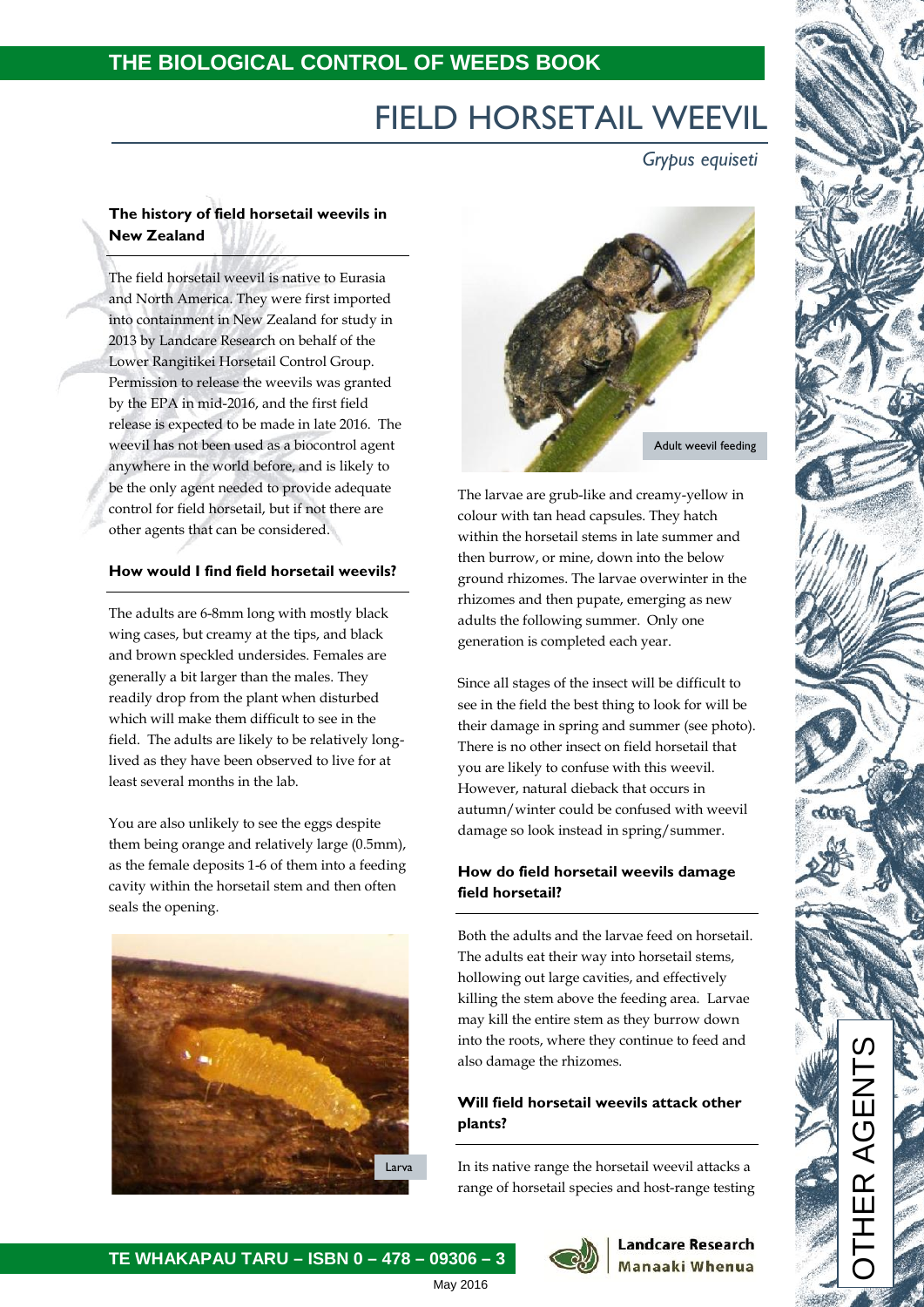# FIELD HORSETAIL WEEVIL

*Grypus equiseti*

### The history of field horsetail weevils in New Zealand

The field horsetail weevil is native to Eurasia and North America. They were first imported into containment in New Zealand for study in 2013 by Landcare Research on behalf of the Lower Rangitikei Horsetail Control Group. Permission to release the weevils was granted by the EPA in mid-2016, and the first field release is expected to be made in late 2016. The weevil has not been used as a biocontrol agent anywhere in the world before, and is likely to be the only agent needed to provide adequate control for field horsetail, but if not there are other agents that can be considered.

### How would I find field horsetail weevils?

The adults are 6-8mm long with mostly black wing cases, but creamy at the tips, and black and brown speckled undersides. Females are generally a bit larger than the males. They readily drop from the plant when disturbed which will make them difficult to see in the field. The adults are likely to be relatively long-lived as they have been observed to live for at least several months in the lab.

You are also unlikely to see the eggs despite them being orange and relatively large (0.5mm), as the female deposits 1-6 of them into a feeding cavity within the horsetail stem and then often seals the opening.

Larva

Adult weevil feeding

The larvae are grub-like and creamy-yellow in colour with tan head capsules. They hatch within the horsetail stems in late summer and then burrow, or mine, down into the below ground rhizomes. The larvae overwinter in the rhizomes and then pupate, emerging as new adults the following summer. Only one generation is completed each year.

Since all stages of the insect will be difficult to see in the field the best thing to look for will be their damage in spring and summer (see photo). There is no other insect on field horsetail that you are likely to confuse with this weevil. However, natural dieback that occurs in autumn/winter could be confused with weevil damage so look instead in spring/summer.

### How do field horsetail weevils damage field horsetail?

Both the adults and the larvae feed on horsetail. The adults eat their way into horsetail stems, hollowing out large cavities, and effectively killing the stem above the feeding area. Larvae may kill the entire stem as they burrow down into the roots, where they continue to feed and also damage the rhizomes.

### Will field horsetail weevils attack other plants?

In its native range the horsetail weevil attacks a range of horsetail species and host-range testing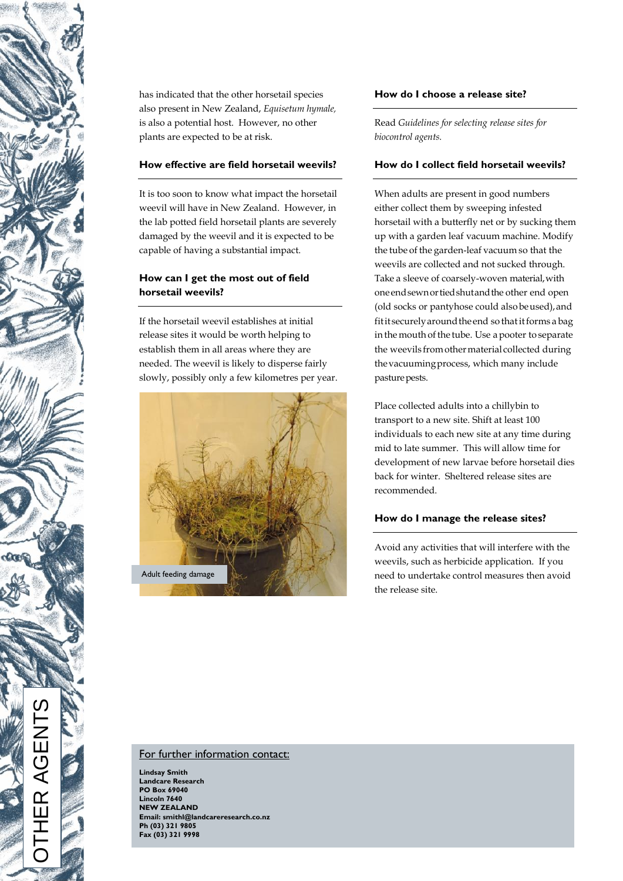has indicated that the other horsetail species also present in New Zealand, *Equisetum hymale,* is also a potential host. However, no other plants are expected to be at risk.

### How effective are field horsetail weevils?

It is too soon to know what impact the horsetail weevil will have in New Zealand. However, in the lab potted field horsetail plants are severely damaged by the weevil and it is expected to be capable of having a substantial impact.

### How can I get the most out of field horsetail weevils?

If the horsetail weevil establishes at initial release sites it would be worth helping to establish them in all areas where they are needed. The weevil is likely to disperse fairly slowly, possibly only a few kilometres per year.

Adult feeding damage

### How do I choose a release site?

Read *Guidelines for selecting release sites for biocontrol agents.*

### How do I collect field horsetail weevils?

When adults are present in good numbers either collect them by sweeping infested horsetail with a butterfly net or by sucking them up with a garden leaf vacuum machine. Modify the tube of the garden-leaf vacuum so that the weevils are collected and not sucked through. Take a sleeve of coarsely-woven material, with one end sewn or tied shut and the other end open (old socks or pantyhose could also be used), and fit it securely around the end so that it forms a bag in the mouth of the tube. Use a pooter to separate the weevils from other material collected during the vacuuming process, which many include pasture pests.

Place collected adults into a chillybin to transport to a new site. Shift at least 100 individuals to each new site at any time during mid to late summer. This will allow time for development of new larvae before horsetail dies back for winter. Sheltered release sites are recommended.

### How do I manage the release sites?

Avoid any activities that will interfere with the weevils, such as herbicide application. If you need to undertake control measures then avoid the release site.

For further information contact:

**Lindsay Smith**
**Landcare Research**
**PO Box 69040**
**Lincoln 7640**
**NEW ZEALAND**
**Email: smithl@landcareresearch.co.nz**
**Ph (03) 321 9805**
**Fax (03) 321 9998**